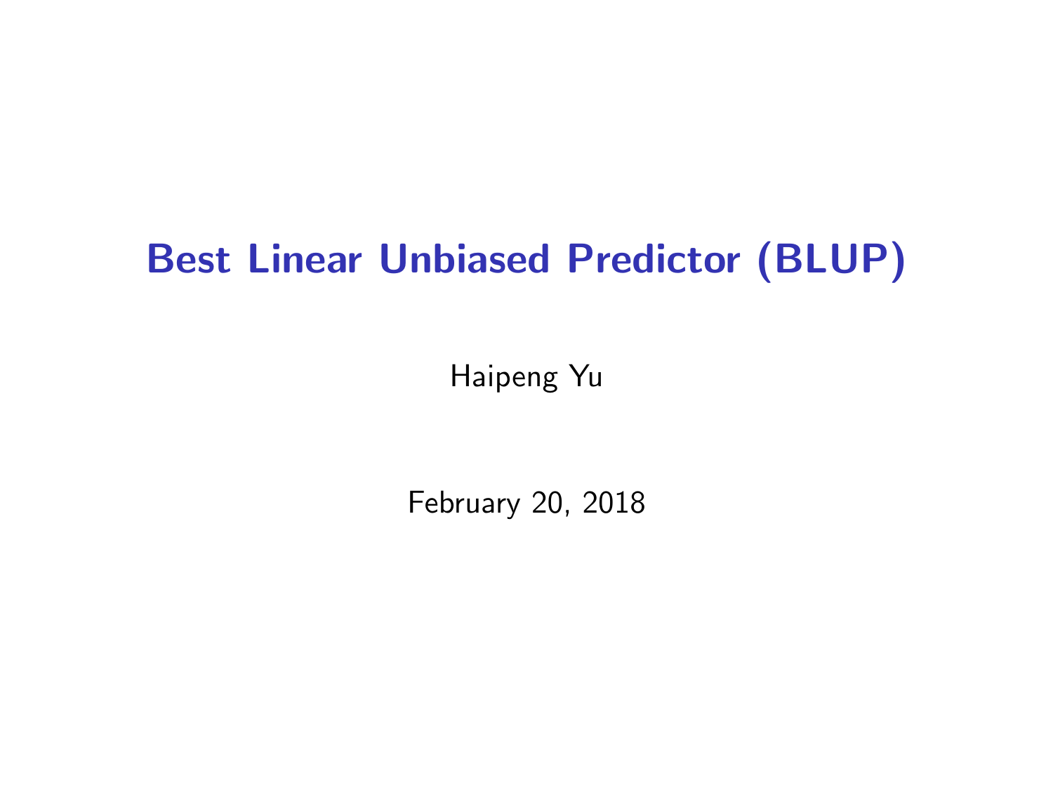# Best Linear Unbiased Predictor (BLUP)

Haipeng Yu

February 20, 2018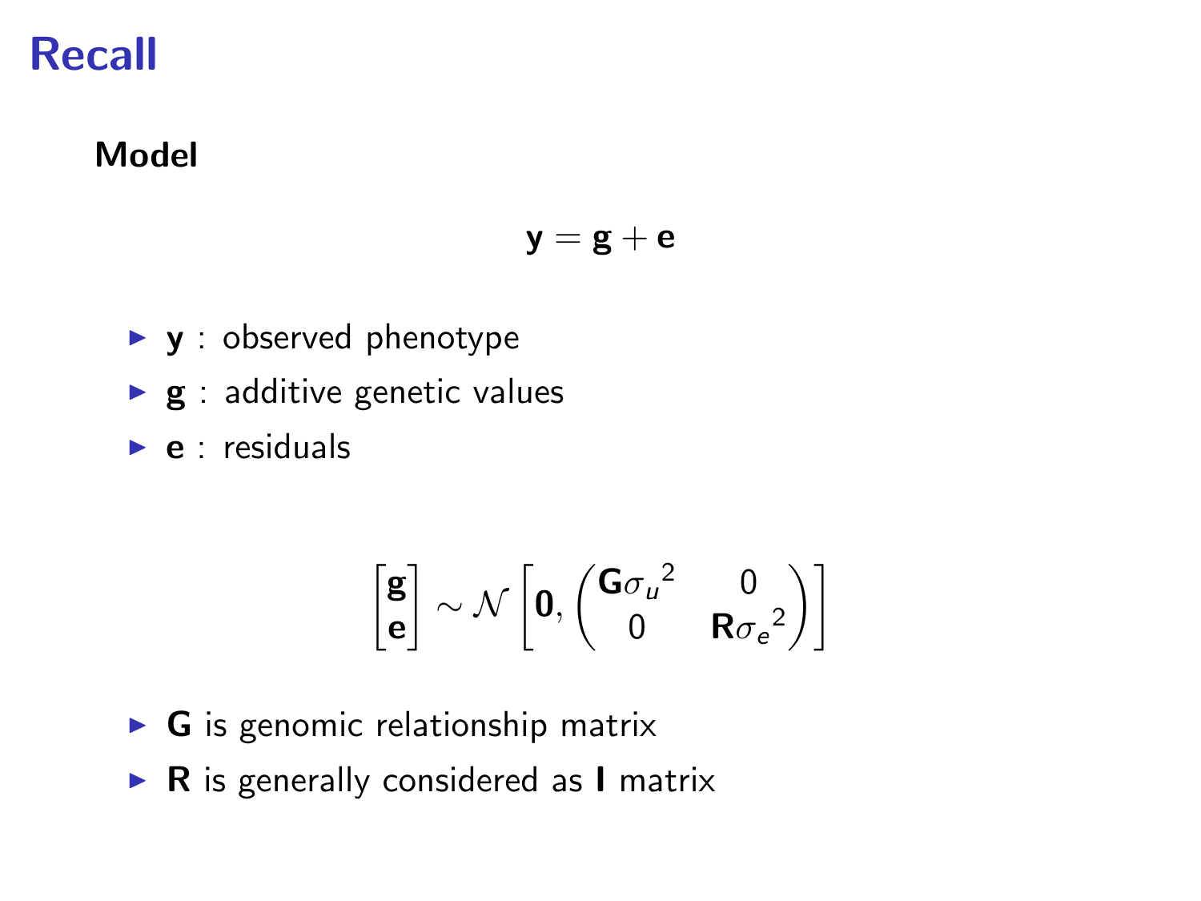# Recall

**Model**

$$\mathbf{y} = \mathbf{g} + \mathbf{e}$$

- $\mathbf{y}$ : observed phenotype
- $\mathbf{g}$ : additive genetic values
- $\mathbf{e}$ : residuals

$$\begin{bmatrix} \mathbf{g} \\ \mathbf{e} \end{bmatrix} \sim \mathcal{N}\left[\mathbf{0}, \begin{pmatrix} \mathbf{G}{\sigma_u}^2 & 0 \\ 0 & \mathbf{R}{\sigma_e}^2 \end{pmatrix}\right]$$

- $\mathbf{G}$ is genomic relationship matrix
- $\mathbf{R}$ is generally considered as $\mathbf{I}$ matrix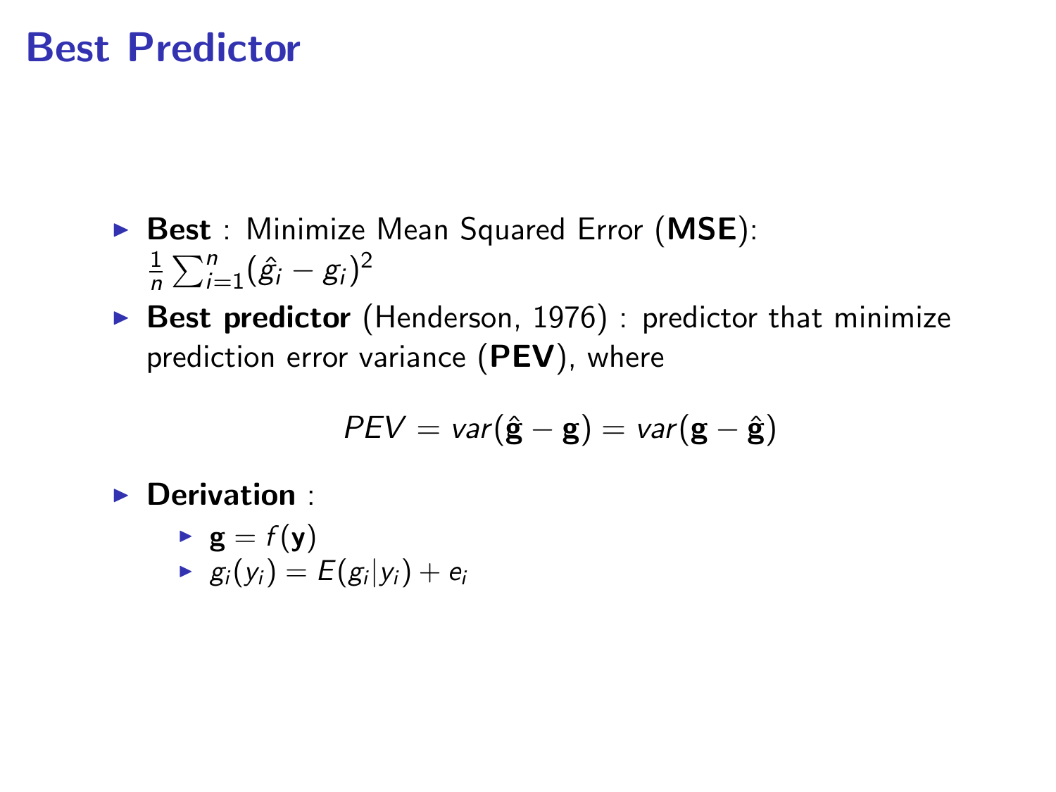# Best Predictor

- **Best** : Minimize Mean Squared Error (**MSE**): $\frac{1}{n}\sum_{i=1}^{n}(\hat{g}_i - g_i)^2$
- **Best predictor** (Henderson, 1976) : predictor that minimize prediction error variance (**PEV**), where

$$PEV = var(\hat{\mathbf{g}} - \mathbf{g}) = var(\mathbf{g} - \hat{\mathbf{g}})$$

- **Derivation** :
  - $\mathbf{g} = f(\mathbf{y})$
  - $g_i(y_i) = E(g_i|y_i) + e_i$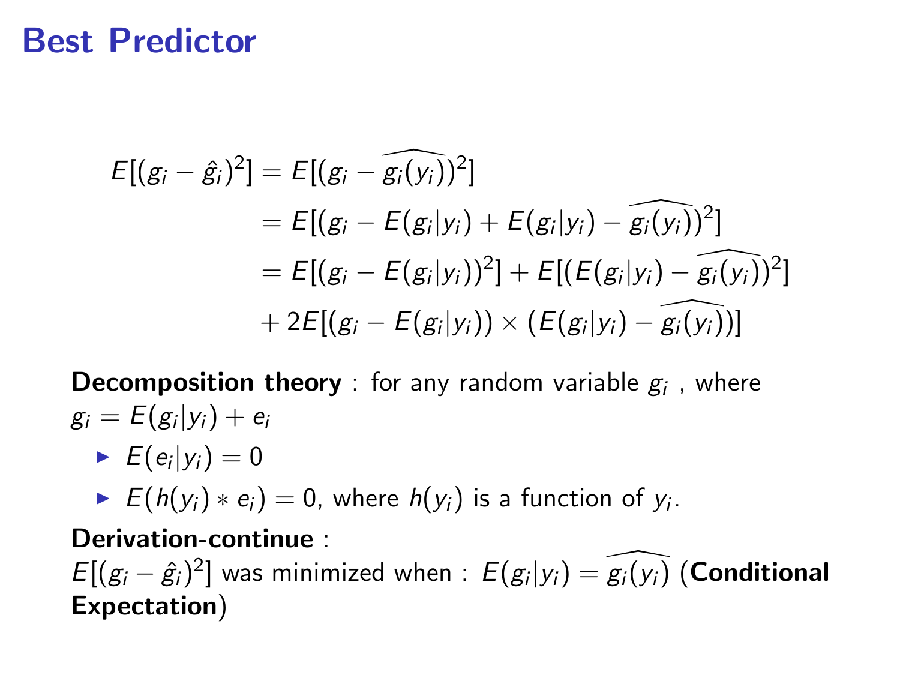# Best Predictor

$$
\begin{aligned}
E[(g_i - \hat{g}_i)^2] &= E[(g_i - \widehat{g_i(y_i)})^2] \\
&= E[(g_i - E(g_i|y_i) + E(g_i|y_i) - \widehat{g_i(y_i)})^2] \\
&= E[(g_i - E(g_i|y_i))^2] + E[(E(g_i|y_i) - \widehat{g_i(y_i)})^2] \\
&+ 2E[(g_i - E(g_i|y_i)) \times (E(g_i|y_i) - \widehat{g_i(y_i)})]
\end{aligned}
$$

**Decomposition theory** : for any random variable $g_i$ , where $g_i = E(g_i|y_i) + e_i$

- $E(e_i|y_i) = 0$
- $E(h(y_i) * e_i) = 0$, where $h(y_i)$ is a function of $y_i$.

**Derivation-continue** :
$E[(g_i - \hat{g}_i)^2]$ was minimized when : $E(g_i|y_i) = \widehat{g_i(y_i)}$ (**Conditional Expectation**)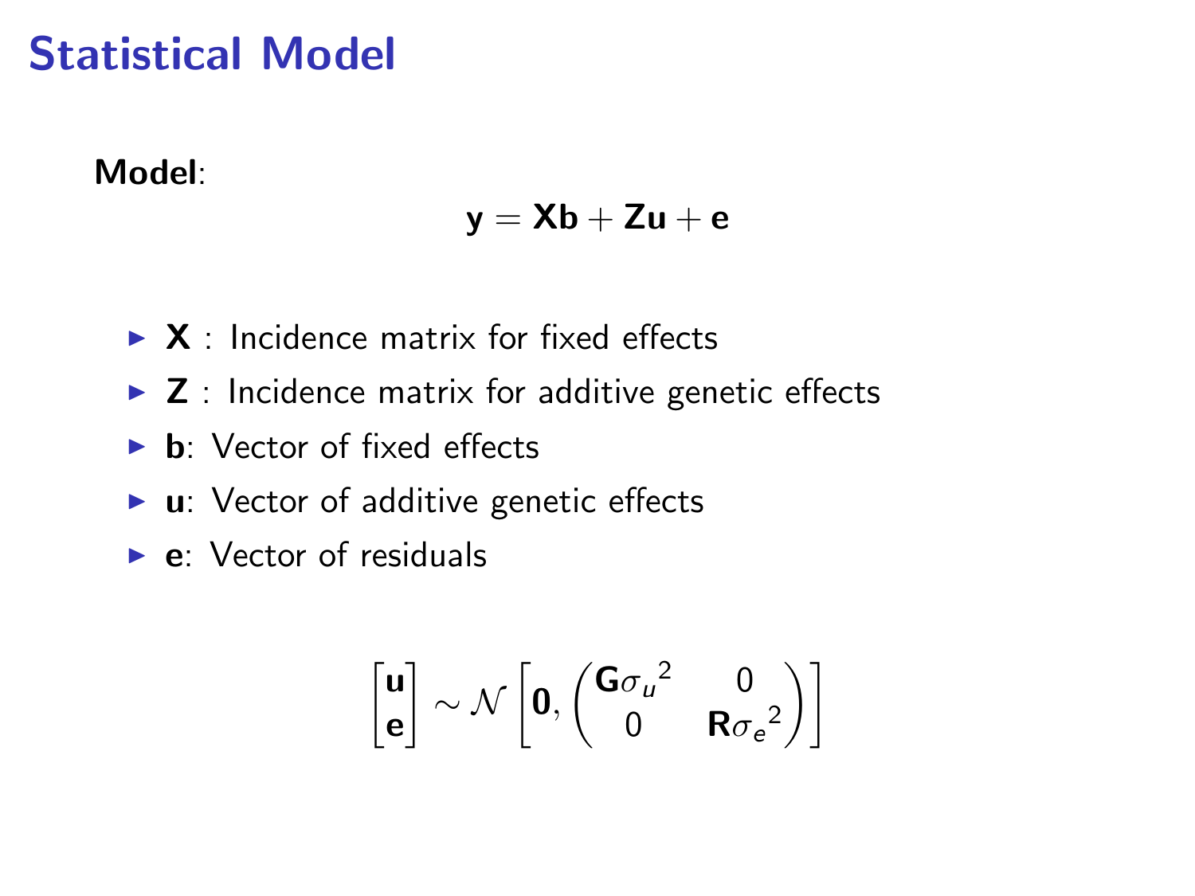# Statistical Model

**Model**:

$$\mathbf{y} = \mathbf{Xb} + \mathbf{Zu} + \mathbf{e}$$

- $\mathbf{X}$ : Incidence matrix for fixed effects
- $\mathbf{Z}$ : Incidence matrix for additive genetic effects
- $\mathbf{b}$: Vector of fixed effects
- $\mathbf{u}$: Vector of additive genetic effects
- $\mathbf{e}$: Vector of residuals

$$\begin{bmatrix} \mathbf{u} \\ \mathbf{e} \end{bmatrix} \sim \mathcal{N} \left[ \mathbf{0}, \begin{pmatrix} \mathbf{G}{\sigma_u}^2 & 0 \\ 0 & \mathbf{R}{\sigma_e}^2 \end{pmatrix} \right]$$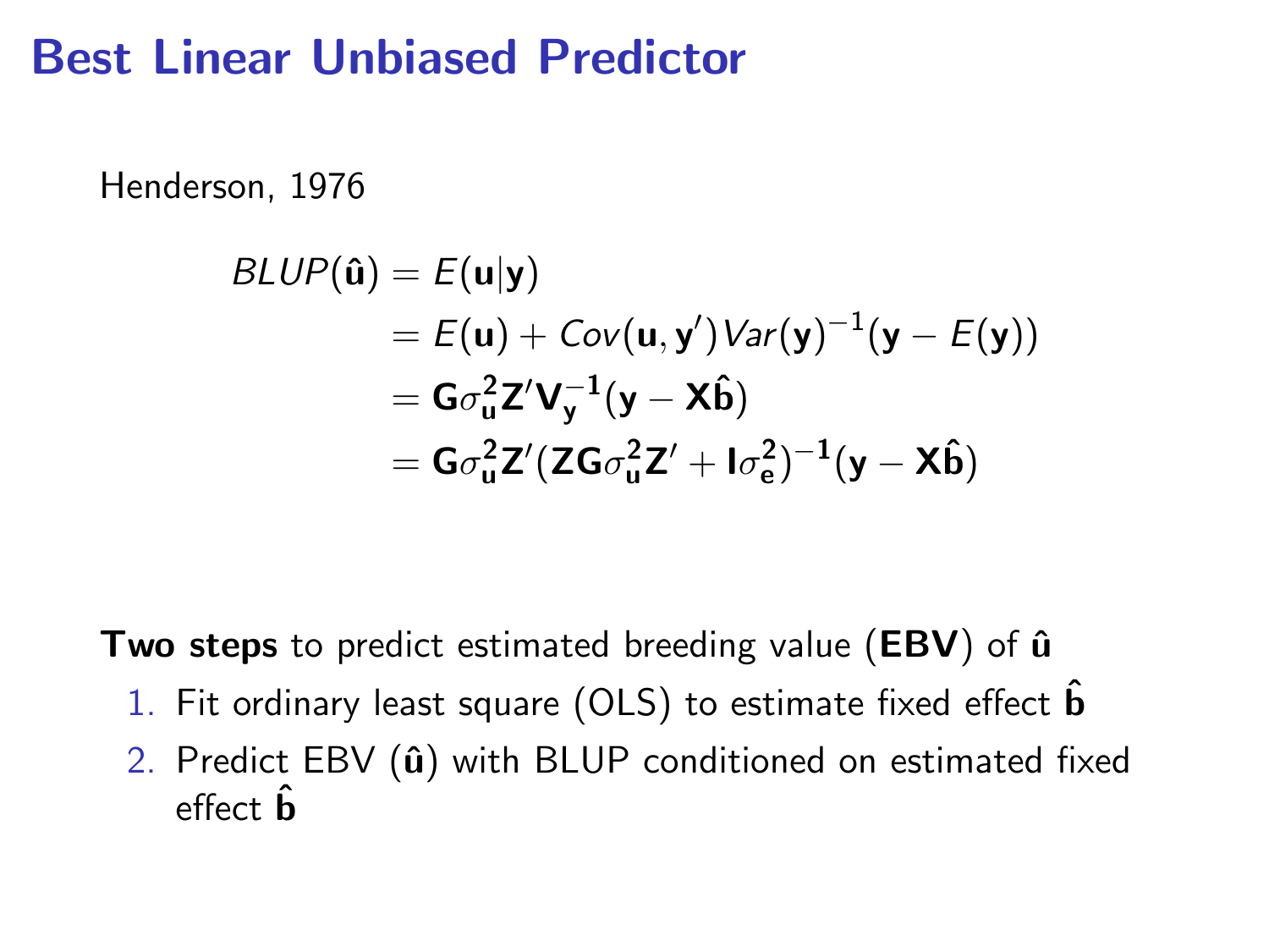# Best Linear Unbiased Predictor

Henderson, 1976

$$
\begin{aligned}
BLUP(\hat{\mathbf{u}}) &= E(\mathbf{u}|\mathbf{y}) \\
&= E(\mathbf{u}) + Cov(\mathbf{u}, \mathbf{y}')Var(\mathbf{y})^{-1}(\mathbf{y} - E(\mathbf{y})) \\
&= \mathbf{G}\sigma_{\mathbf{u}}^2\mathbf{Z}'\mathbf{V}_{\mathbf{y}}^{-1}(\mathbf{y} - \mathbf{X}\hat{\mathbf{b}}) \\
&= \mathbf{G}\sigma_{\mathbf{u}}^2\mathbf{Z}'(\mathbf{Z}\mathbf{G}\sigma_{\mathbf{u}}^2\mathbf{Z}' + \mathbf{I}\sigma_{\mathbf{e}}^2)^{-1}(\mathbf{y} - \mathbf{X}\hat{\mathbf{b}})
\end{aligned}
$$

**Two steps** to predict estimated breeding value (**EBV**) of $\hat{\mathbf{u}}$

1. Fit ordinary least square (OLS) to estimate fixed effect $\hat{\mathbf{b}}$
2. Predict EBV ($\hat{\mathbf{u}}$) with BLUP conditioned on estimated fixed effect $\hat{\mathbf{b}}$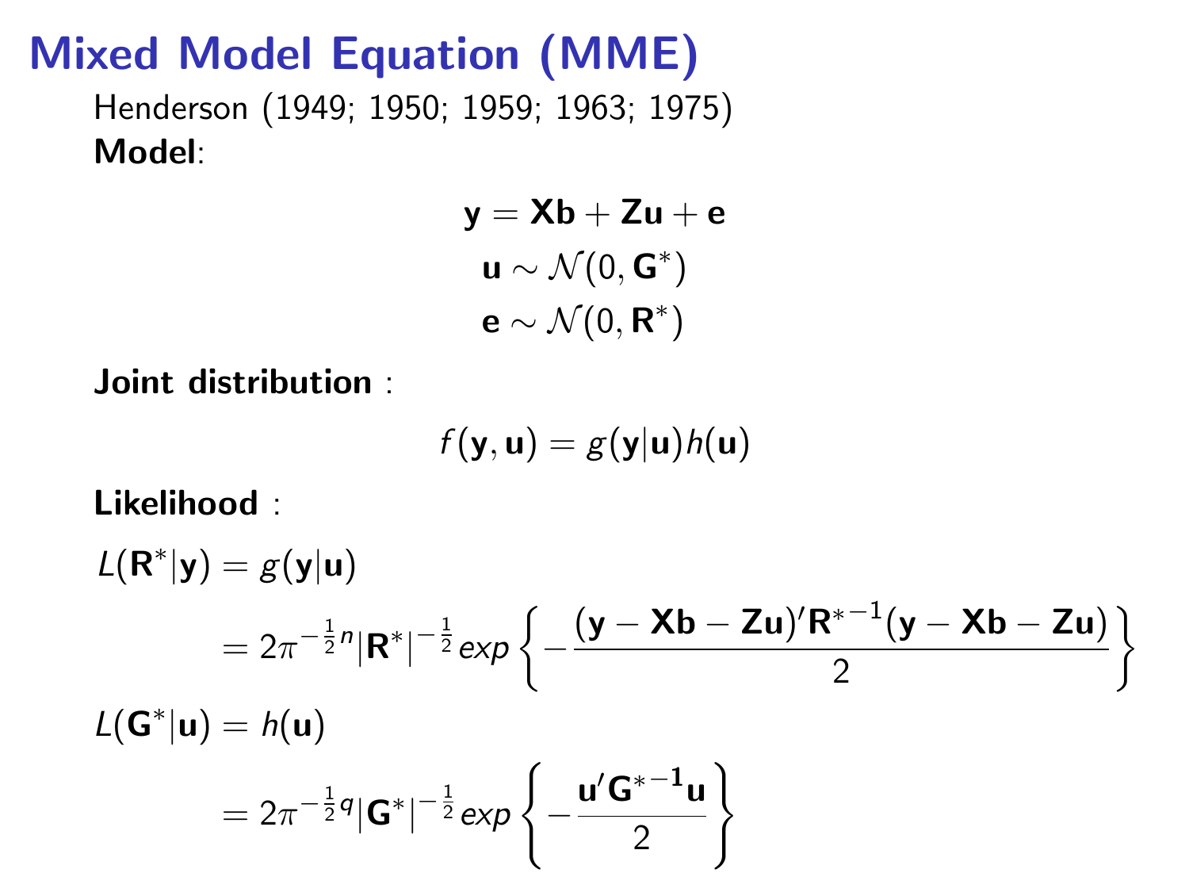# Mixed Model Equation (MME)

Henderson (1949; 1950; 1959; 1963; 1975)

**Model**:

$$\mathbf{y} = \mathbf{X}\mathbf{b} + \mathbf{Z}\mathbf{u} + \mathbf{e}$$
$$\mathbf{u} \sim \mathcal{N}(0, \mathbf{G}^*)$$
$$\mathbf{e} \sim \mathcal{N}(0, \mathbf{R}^*)$$

**Joint distribution** :

$$f(\mathbf{y}, \mathbf{u}) = g(\mathbf{y}|\mathbf{u})h(\mathbf{u})$$

**Likelihood** :

$$L(\mathbf{R}^*|\mathbf{y}) = g(\mathbf{y}|\mathbf{u})$$
$$= 2\pi^{-\frac{1}{2}n}|\mathbf{R}^*|^{-\frac{1}{2}} exp\left\{-\frac{(\mathbf{y} - \mathbf{X}\mathbf{b} - \mathbf{Z}\mathbf{u})'\mathbf{R}^{*-1}(\mathbf{y} - \mathbf{X}\mathbf{b} - \mathbf{Z}\mathbf{u})}{2}\right\}$$

$$L(\mathbf{G}^*|\mathbf{u}) = h(\mathbf{u})$$
$$= 2\pi^{-\frac{1}{2}q}|\mathbf{G}^*|^{-\frac{1}{2}} exp\left\{-\frac{\mathbf{u}'\mathbf{G}^{*-1}\mathbf{u}}{2}\right\}$$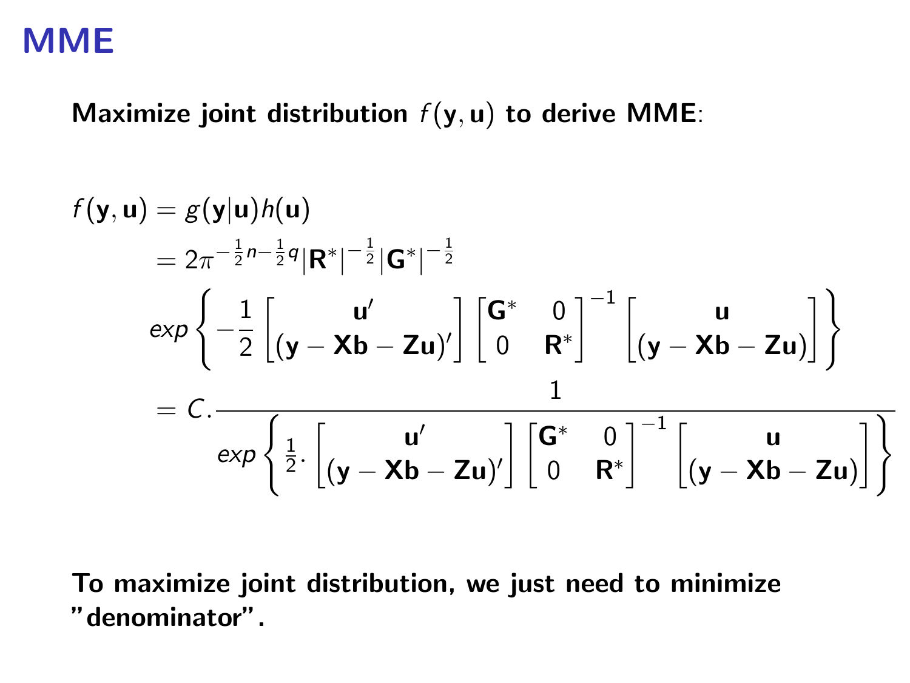# MME

**Maximize joint distribution $f(\mathbf{y}, \mathbf{u})$ to derive MME**:

$$
\begin{aligned}
f(\mathbf{y}, \mathbf{u}) &= g(\mathbf{y}|\mathbf{u})h(\mathbf{u}) \\
&= 2\pi^{-\frac{1}{2}n - \frac{1}{2}q} |\mathbf{R}^*|^{-\frac{1}{2}} |\mathbf{G}^*|^{-\frac{1}{2}} \\
&\quad exp\left\{ -\frac{1}{2} \begin{bmatrix} \mathbf{u}' \\ (\mathbf{y} - \mathbf{Xb} - \mathbf{Zu})' \end{bmatrix} \begin{bmatrix} \mathbf{G}^* & 0 \\ 0 & \mathbf{R}^* \end{bmatrix}^{-1} \begin{bmatrix} \mathbf{u} \\ (\mathbf{y} - \mathbf{Xb} - \mathbf{Zu}) \end{bmatrix} \right\} \\
&= C. \frac{1}{exp\left\{ \frac{1}{2}. \begin{bmatrix} \mathbf{u}' \\ (\mathbf{y} - \mathbf{Xb} - \mathbf{Zu})' \end{bmatrix} \begin{bmatrix} \mathbf{G}^* & 0 \\ 0 & \mathbf{R}^* \end{bmatrix}^{-1} \begin{bmatrix} \mathbf{u} \\ (\mathbf{y} - \mathbf{Xb} - \mathbf{Zu}) \end{bmatrix} \right\}}
\end{aligned}
$$

**To maximize joint distribution, we just need to minimize "denominator".**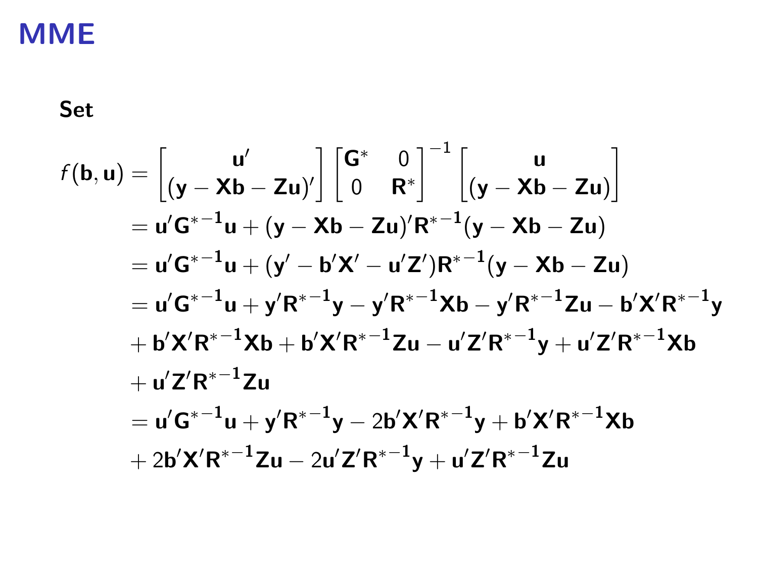# MME

**Set**

$$
\begin{aligned}
f(\mathbf{b}, \mathbf{u}) &= \begin{bmatrix} \mathbf{u}' \\ (\mathbf{y} - \mathbf{Xb} - \mathbf{Zu})' \end{bmatrix} \begin{bmatrix} \mathbf{G}^* & 0 \\ 0 & \mathbf{R}^* \end{bmatrix}^{-1} \begin{bmatrix} \mathbf{u} \\ (\mathbf{y} - \mathbf{Xb} - \mathbf{Zu}) \end{bmatrix} \\
&= \mathbf{u}'\mathbf{G}^{*-1}\mathbf{u} + (\mathbf{y} - \mathbf{Xb} - \mathbf{Zu})'\mathbf{R}^{*-1}(\mathbf{y} - \mathbf{Xb} - \mathbf{Zu}) \\
&= \mathbf{u}'\mathbf{G}^{*-1}\mathbf{u} + (\mathbf{y}' - \mathbf{b}'\mathbf{X}' - \mathbf{u}'\mathbf{Z}')\mathbf{R}^{*-1}(\mathbf{y} - \mathbf{Xb} - \mathbf{Zu}) \\
&= \mathbf{u}'\mathbf{G}^{*-1}\mathbf{u} + \mathbf{y}'\mathbf{R}^{*-1}\mathbf{y} - \mathbf{y}'\mathbf{R}^{*-1}\mathbf{Xb} - \mathbf{y}'\mathbf{R}^{*-1}\mathbf{Zu} - \mathbf{b}'\mathbf{X}'\mathbf{R}^{*-1}\mathbf{y} \\
&+ \mathbf{b}'\mathbf{X}'\mathbf{R}^{*-1}\mathbf{Xb} + \mathbf{b}'\mathbf{X}'\mathbf{R}^{*-1}\mathbf{Zu} - \mathbf{u}'\mathbf{Z}'\mathbf{R}^{*-1}\mathbf{y} + \mathbf{u}'\mathbf{Z}'\mathbf{R}^{*-1}\mathbf{Xb} \\
&+ \mathbf{u}'\mathbf{Z}'\mathbf{R}^{*-1}\mathbf{Zu} \\
&= \mathbf{u}'\mathbf{G}^{*-1}\mathbf{u} + \mathbf{y}'\mathbf{R}^{*-1}\mathbf{y} - 2\mathbf{b}'\mathbf{X}'\mathbf{R}^{*-1}\mathbf{y} + \mathbf{b}'\mathbf{X}'\mathbf{R}^{*-1}\mathbf{Xb} \\
&+ 2\mathbf{b}'\mathbf{X}'\mathbf{R}^{*-1}\mathbf{Zu} - 2\mathbf{u}'\mathbf{Z}'\mathbf{R}^{*-1}\mathbf{y} + \mathbf{u}'\mathbf{Z}'\mathbf{R}^{*-1}\mathbf{Zu}
\end{aligned}
$$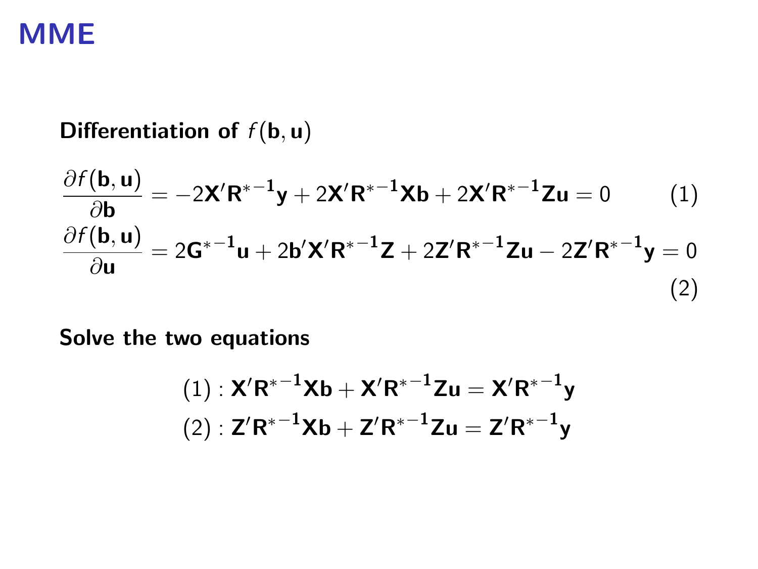# MME

**Differentiation of $f(\mathbf{b}, \mathbf{u})$**

$$\frac{\partial f(\mathbf{b}, \mathbf{u})}{\partial \mathbf{b}} = -2\mathbf{X}'\mathbf{R}^{*-1}\mathbf{y} + 2\mathbf{X}'\mathbf{R}^{*-1}\mathbf{X}\mathbf{b} + 2\mathbf{X}'\mathbf{R}^{*-1}\mathbf{Z}\mathbf{u} = 0 \quad (1)$$

$$\frac{\partial f(\mathbf{b}, \mathbf{u})}{\partial \mathbf{u}} = 2\mathbf{G}^{*-1}\mathbf{u} + 2\mathbf{b}'\mathbf{X}'\mathbf{R}^{*-1}\mathbf{Z} + 2\mathbf{Z}'\mathbf{R}^{*-1}\mathbf{Z}\mathbf{u} - 2\mathbf{Z}'\mathbf{R}^{*-1}\mathbf{y} = 0 \quad (2)$$

**Solve the two equations**

$$(1) : \mathbf{X}'\mathbf{R}^{*-1}\mathbf{X}\mathbf{b} + \mathbf{X}'\mathbf{R}^{*-1}\mathbf{Z}\mathbf{u} = \mathbf{X}'\mathbf{R}^{*-1}\mathbf{y}$$

$$(2) : \mathbf{Z}'\mathbf{R}^{*-1}\mathbf{X}\mathbf{b} + \mathbf{Z}'\mathbf{R}^{*-1}\mathbf{Z}\mathbf{u} = \mathbf{Z}'\mathbf{R}^{*-1}\mathbf{y}$$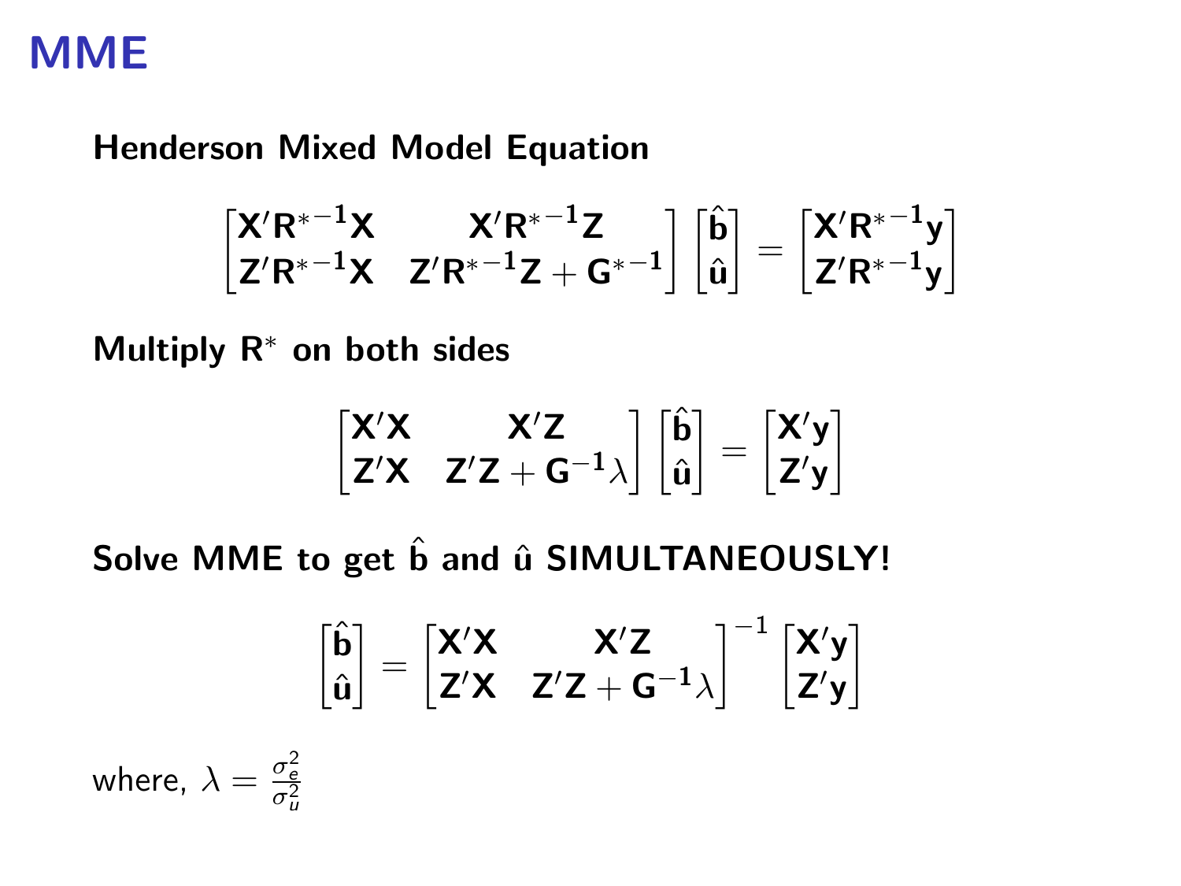# MME

**Henderson Mixed Model Equation**

$$
\begin{bmatrix} \mathbf{X}'\mathbf{R}^{*-1}\mathbf{X} & \mathbf{X}'\mathbf{R}^{*-1}\mathbf{Z} \\ \mathbf{Z}'\mathbf{R}^{*-1}\mathbf{X} & \mathbf{Z}'\mathbf{R}^{*-1}\mathbf{Z} + \mathbf{G}^{*-1} \end{bmatrix} \begin{bmatrix} \hat{\mathbf{b}} \\ \hat{\mathbf{u}} \end{bmatrix} = \begin{bmatrix} \mathbf{X}'\mathbf{R}^{*-1}\mathbf{y} \\ \mathbf{Z}'\mathbf{R}^{*-1}\mathbf{y} \end{bmatrix}
$$

**Multiply $\mathbf{R}^*$ on both sides**

$$
\begin{bmatrix} \mathbf{X}'\mathbf{X} & \mathbf{X}'\mathbf{Z} \\ \mathbf{Z}'\mathbf{X} & \mathbf{Z}'\mathbf{Z} + \mathbf{G}^{-1}\lambda \end{bmatrix} \begin{bmatrix} \hat{\mathbf{b}} \\ \hat{\mathbf{u}} \end{bmatrix} = \begin{bmatrix} \mathbf{X}'\mathbf{y} \\ \mathbf{Z}'\mathbf{y} \end{bmatrix}
$$

**Solve MME to get $\hat{\mathbf{b}}$ and $\hat{\mathbf{u}}$ SIMULTANEOUSLY!**

$$
\begin{bmatrix} \hat{\mathbf{b}} \\ \hat{\mathbf{u}} \end{bmatrix} = \begin{bmatrix} \mathbf{X}'\mathbf{X} & \mathbf{X}'\mathbf{Z} \\ \mathbf{Z}'\mathbf{X} & \mathbf{Z}'\mathbf{Z} + \mathbf{G}^{-1}\lambda \end{bmatrix}^{-1} \begin{bmatrix} \mathbf{X}'\mathbf{y} \\ \mathbf{Z}'\mathbf{y} \end{bmatrix}
$$

where, $\lambda = \frac{\sigma_e^2}{\sigma_u^2}$